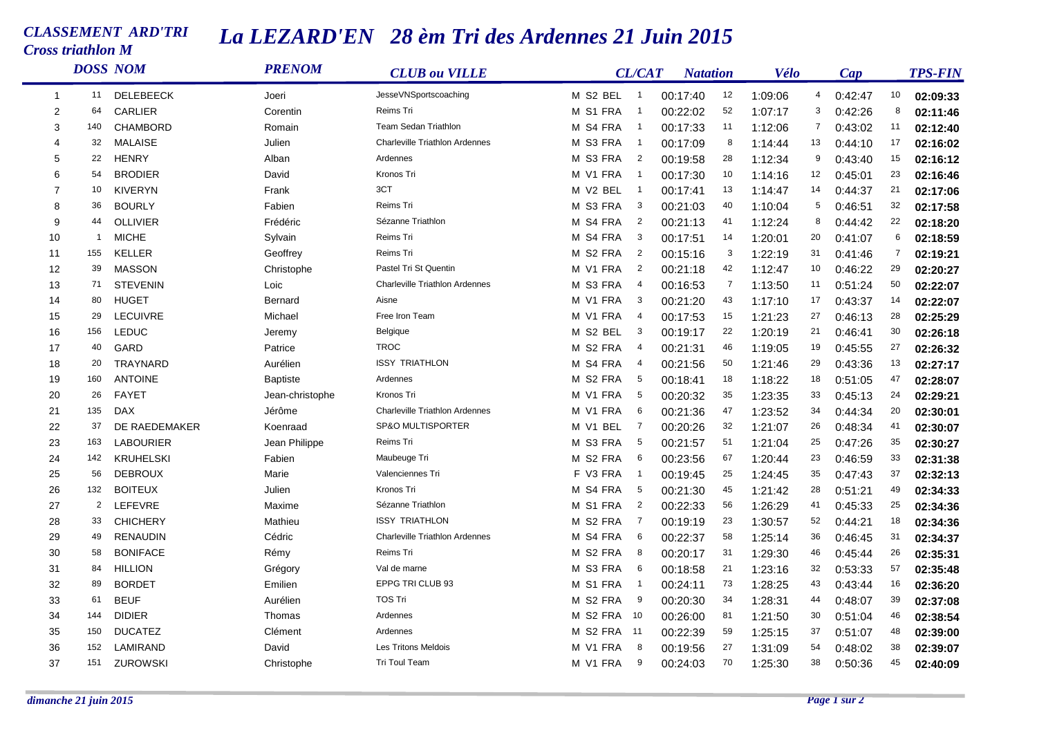# CLASSEMENT ARD'TRI

## Cross triathlon M

# La LEZARD'EN 28 èm Tri des Ardennes 21 Juin 2015

| | DOSS | NOM | PRENOM | CLUB ou VILLE | CL/CAT | | Natation | | Vélo | | Cap | | TPS-FIN |
|---|---|---|---|---|---|---|---|---|---|---|---|---|---|
| 1 | 11 | DELEBEECK | Joeri | JesseVNSportscoaching | M S2 BEL | 1 | 00:17:40 | 12 | 1:09:06 | 4 | 0:42:47 | 10 | 02:09:33 |
| 2 | 64 | CARLIER | Corentin | Reims Tri | M S1 FRA | 1 | 00:22:02 | 52 | 1:07:17 | 3 | 0:42:26 | 8 | 02:11:46 |
| 3 | 140 | CHAMBORD | Romain | Team Sedan Triathlon | M S4 FRA | 1 | 00:17:33 | 11 | 1:12:06 | 7 | 0:43:02 | 11 | 02:12:40 |
| 4 | 32 | MALAISE | Julien | Charleville Triathlon Ardennes | M S3 FRA | 1 | 00:17:09 | 8 | 1:14:44 | 13 | 0:44:10 | 17 | 02:16:02 |
| 5 | 22 | HENRY | Alban | Ardennes | M S3 FRA | 2 | 00:19:58 | 28 | 1:12:34 | 9 | 0:43:40 | 15 | 02:16:12 |
| 6 | 54 | BRODIER | David | Kronos Tri | M V1 FRA | 1 | 00:17:30 | 10 | 1:14:16 | 12 | 0:45:01 | 23 | 02:16:46 |
| 7 | 10 | KIVERYN | Frank | 3CT | M V2 BEL | 1 | 00:17:41 | 13 | 1:14:47 | 14 | 0:44:37 | 21 | 02:17:06 |
| 8 | 36 | BOURLY | Fabien | Reims Tri | M S3 FRA | 3 | 00:21:03 | 40 | 1:10:04 | 5 | 0:46:51 | 32 | 02:17:58 |
| 9 | 44 | OLLIVIER | Frédéric | Sézanne Triathlon | M S4 FRA | 2 | 00:21:13 | 41 | 1:12:24 | 8 | 0:44:42 | 22 | 02:18:20 |
| 10 | 1 | MICHE | Sylvain | Reims Tri | M S4 FRA | 3 | 00:17:51 | 14 | 1:20:01 | 20 | 0:41:07 | 6 | 02:18:59 |
| 11 | 155 | KELLER | Geoffrey | Reims Tri | M S2 FRA | 2 | 00:15:16 | 3 | 1:22:19 | 31 | 0:41:46 | 7 | 02:19:21 |
| 12 | 39 | MASSON | Christophe | Pastel Tri St Quentin | M V1 FRA | 2 | 00:21:18 | 42 | 1:12:47 | 10 | 0:46:22 | 29 | 02:20:27 |
| 13 | 71 | STEVENIN | Loic | Charleville Triathlon Ardennes | M S3 FRA | 4 | 00:16:53 | 7 | 1:13:50 | 11 | 0:51:24 | 50 | 02:22:07 |
| 14 | 80 | HUGET | Bernard | Aisne | M V1 FRA | 3 | 00:21:20 | 43 | 1:17:10 | 17 | 0:43:37 | 14 | 02:22:07 |
| 15 | 29 | LECUIVRE | Michael | Free Iron Team | M V1 FRA | 4 | 00:17:53 | 15 | 1:21:23 | 27 | 0:46:13 | 28 | 02:25:29 |
| 16 | 156 | LEDUC | Jeremy | Belgique | M S2 BEL | 3 | 00:19:17 | 22 | 1:20:19 | 21 | 0:46:41 | 30 | 02:26:18 |
| 17 | 40 | GARD | Patrice | TROC | M S2 FRA | 4 | 00:21:31 | 46 | 1:19:05 | 19 | 0:45:55 | 27 | 02:26:32 |
| 18 | 20 | TRAYNARD | Aurélien | ISSY TRIATHLON | M S4 FRA | 4 | 00:21:56 | 50 | 1:21:46 | 29 | 0:43:36 | 13 | 02:27:17 |
| 19 | 160 | ANTOINE | Baptiste | Ardennes | M S2 FRA | 5 | 00:18:41 | 18 | 1:18:22 | 18 | 0:51:05 | 47 | 02:28:07 |
| 20 | 26 | FAYET | Jean-christophe | Kronos Tri | M V1 FRA | 5 | 00:20:32 | 35 | 1:23:35 | 33 | 0:45:13 | 24 | 02:29:21 |
| 21 | 135 | DAX | Jérôme | Charleville Triathlon Ardennes | M V1 FRA | 6 | 00:21:36 | 47 | 1:23:52 | 34 | 0:44:34 | 20 | 02:30:01 |
| 22 | 37 | DE RAEDEMAKER | Koenraad | SP&O MULTISPORTER | M V1 BEL | 7 | 00:20:26 | 32 | 1:21:07 | 26 | 0:48:34 | 41 | 02:30:07 |
| 23 | 163 | LABOURIER | Jean Philippe | Reims Tri | M S3 FRA | 5 | 00:21:57 | 51 | 1:21:04 | 25 | 0:47:26 | 35 | 02:30:27 |
| 24 | 142 | KRUHELSKI | Fabien | Maubeuge Tri | M S2 FRA | 6 | 00:23:56 | 67 | 1:20:44 | 23 | 0:46:59 | 33 | 02:31:38 |
| 25 | 56 | DEBROUX | Marie | Valenciennes Tri | F V3 FRA | 1 | 00:19:45 | 25 | 1:24:45 | 35 | 0:47:43 | 37 | 02:32:13 |
| 26 | 132 | BOITEUX | Julien | Kronos Tri | M S4 FRA | 5 | 00:21:30 | 45 | 1:21:42 | 28 | 0:51:21 | 49 | 02:34:33 |
| 27 | 2 | LEFEVRE | Maxime | Sézanne Triathlon | M S1 FRA | 2 | 00:22:33 | 56 | 1:26:29 | 41 | 0:45:33 | 25 | 02:34:36 |
| 28 | 33 | CHICHERY | Mathieu | ISSY TRIATHLON | M S2 FRA | 7 | 00:19:19 | 23 | 1:30:57 | 52 | 0:44:21 | 18 | 02:34:36 |
| 29 | 49 | RENAUDIN | Cédric | Charleville Triathlon Ardennes | M S4 FRA | 6 | 00:22:37 | 58 | 1:25:14 | 36 | 0:46:45 | 31 | 02:34:37 |
| 30 | 58 | BONIFACE | Rémy | Reims Tri | M S2 FRA | 8 | 00:20:17 | 31 | 1:29:30 | 46 | 0:45:44 | 26 | 02:35:31 |
| 31 | 84 | HILLION | Grégory | Val de marne | M S3 FRA | 6 | 00:18:58 | 21 | 1:23:16 | 32 | 0:53:33 | 57 | 02:35:48 |
| 32 | 89 | BORDET | Emilien | EPPG TRI CLUB 93 | M S1 FRA | 1 | 00:24:11 | 73 | 1:28:25 | 43 | 0:43:44 | 16 | 02:36:20 |
| 33 | 61 | BEUF | Aurélien | TOS Tri | M S2 FRA | 9 | 00:20:30 | 34 | 1:28:31 | 44 | 0:48:07 | 39 | 02:37:08 |
| 34 | 144 | DIDIER | Thomas | Ardennes | M S2 FRA | 10 | 00:26:00 | 81 | 1:21:50 | 30 | 0:51:04 | 46 | 02:38:54 |
| 35 | 150 | DUCATEZ | Clément | Ardennes | M S2 FRA | 11 | 00:22:39 | 59 | 1:25:15 | 37 | 0:51:07 | 48 | 02:39:00 |
| 36 | 152 | LAMIRAND | David | Les Tritons Meldois | M V1 FRA | 8 | 00:19:56 | 27 | 1:31:09 | 54 | 0:48:02 | 38 | 02:39:07 |
| 37 | 151 | ZUROWSKI | Christophe | Tri Toul Team | M V1 FRA | 9 | 00:24:03 | 70 | 1:25:30 | 38 | 0:50:36 | 45 | 02:40:09 |

*dimanche 21 juin 2015*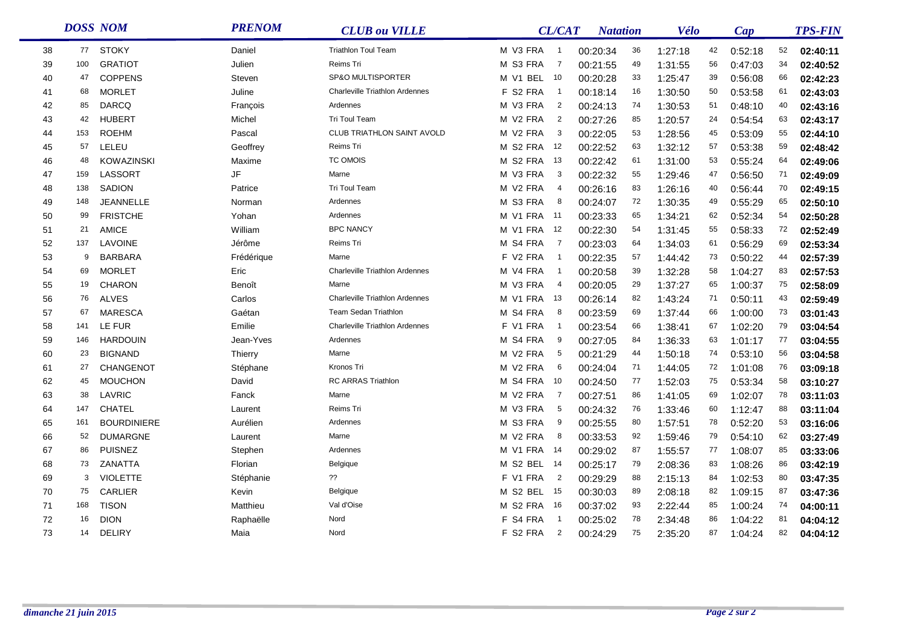| | DOSS | NOM | PRENOM | CLUB ou VILLE | CL/CAT | | Natation | | Vélo | | Cap | | TPS-FIN |
|---|---|---|---|---|---|---|---|---|---|---|---|---|---|
| 38 | 77 | STOKY | Daniel | Triathlon Toul Team | M V3 FRA | 1 | 00:20:34 | 36 | 1:27:18 | 42 | 0:52:18 | 52 | **02:40:11** |
| 39 | 100 | GRATIOT | Julien | Reims Tri | M S3 FRA | 7 | 00:21:55 | 49 | 1:31:55 | 56 | 0:47:03 | 34 | **02:40:52** |
| 40 | 47 | COPPENS | Steven | SP&O MULTISPORTER | M V1 BEL | 10 | 00:20:28 | 33 | 1:25:47 | 39 | 0:56:08 | 66 | **02:42:23** |
| 41 | 68 | MORLET | Juline | Charleville Triathlon Ardennes | F S2 FRA | 1 | 00:18:14 | 16 | 1:30:50 | 50 | 0:53:58 | 61 | **02:43:03** |
| 42 | 85 | DARCQ | François | Ardennes | M V3 FRA | 2 | 00:24:13 | 74 | 1:30:53 | 51 | 0:48:10 | 40 | **02:43:16** |
| 43 | 42 | HUBERT | Michel | Tri Toul Team | M V2 FRA | 2 | 00:27:26 | 85 | 1:20:57 | 24 | 0:54:54 | 63 | **02:43:17** |
| 44 | 153 | ROEHM | Pascal | CLUB TRIATHLON SAINT AVOLD | M V2 FRA | 3 | 00:22:05 | 53 | 1:28:56 | 45 | 0:53:09 | 55 | **02:44:10** |
| 45 | 57 | LELEU | Geoffrey | Reims Tri | M S2 FRA | 12 | 00:22:52 | 63 | 1:32:12 | 57 | 0:53:38 | 59 | **02:48:42** |
| 46 | 48 | KOWAZINSKI | Maxime | TC OMOIS | M S2 FRA | 13 | 00:22:42 | 61 | 1:31:00 | 53 | 0:55:24 | 64 | **02:49:06** |
| 47 | 159 | LASSORT | JF | Marne | M V3 FRA | 3 | 00:22:32 | 55 | 1:29:46 | 47 | 0:56:50 | 71 | **02:49:09** |
| 48 | 138 | SADION | Patrice | Tri Toul Team | M V2 FRA | 4 | 00:26:16 | 83 | 1:26:16 | 40 | 0:56:44 | 70 | **02:49:15** |
| 49 | 148 | JEANNELLE | Norman | Ardennes | M S3 FRA | 8 | 00:24:07 | 72 | 1:30:35 | 49 | 0:55:29 | 65 | **02:50:10** |
| 50 | 99 | FRISTCHE | Yohan | Ardennes | M V1 FRA | 11 | 00:23:33 | 65 | 1:34:21 | 62 | 0:52:34 | 54 | **02:50:28** |
| 51 | 21 | AMICE | William | BPC NANCY | M V1 FRA | 12 | 00:22:30 | 54 | 1:31:45 | 55 | 0:58:33 | 72 | **02:52:49** |
| 52 | 137 | LAVOINE | Jérôme | Reims Tri | M S4 FRA | 7 | 00:23:03 | 64 | 1:34:03 | 61 | 0:56:29 | 69 | **02:53:34** |
| 53 | 9 | BARBARA | Frédérique | Marne | F V2 FRA | 1 | 00:22:35 | 57 | 1:44:42 | 73 | 0:50:22 | 44 | **02:57:39** |
| 54 | 69 | MORLET | Eric | Charleville Triathlon Ardennes | M V4 FRA | 1 | 00:20:58 | 39 | 1:32:28 | 58 | 1:04:27 | 83 | **02:57:53** |
| 55 | 19 | CHARON | Benoît | Marne | M V3 FRA | 4 | 00:20:05 | 29 | 1:37:27 | 65 | 1:00:37 | 75 | **02:58:09** |
| 56 | 76 | ALVES | Carlos | Charleville Triathlon Ardennes | M V1 FRA | 13 | 00:26:14 | 82 | 1:43:24 | 71 | 0:50:11 | 43 | **02:59:49** |
| 57 | 67 | MARESCA | Gaétan | Team Sedan Triathlon | M S4 FRA | 8 | 00:23:59 | 69 | 1:37:44 | 66 | 1:00:00 | 73 | **03:01:43** |
| 58 | 141 | LE FUR | Emilie | Charleville Triathlon Ardennes | F V1 FRA | 1 | 00:23:54 | 66 | 1:38:41 | 67 | 1:02:20 | 79 | **03:04:54** |
| 59 | 146 | HARDOUIN | Jean-Yves | Ardennes | M S4 FRA | 9 | 00:27:05 | 84 | 1:36:33 | 63 | 1:01:17 | 77 | **03:04:55** |
| 60 | 23 | BIGNAND | Thierry | Marne | M V2 FRA | 5 | 00:21:29 | 44 | 1:50:18 | 74 | 0:53:10 | 56 | **03:04:58** |
| 61 | 27 | CHANGENOT | Stéphane | Kronos Tri | M V2 FRA | 6 | 00:24:04 | 71 | 1:44:05 | 72 | 1:01:08 | 76 | **03:09:18** |
| 62 | 45 | MOUCHON | David | RC ARRAS Triathlon | M S4 FRA | 10 | 00:24:50 | 77 | 1:52:03 | 75 | 0:53:34 | 58 | **03:10:27** |
| 63 | 38 | LAVRIC | Fanck | Marne | M V2 FRA | 7 | 00:27:51 | 86 | 1:41:05 | 69 | 1:02:07 | 78 | **03:11:03** |
| 64 | 147 | CHATEL | Laurent | Reims Tri | M V3 FRA | 5 | 00:24:32 | 76 | 1:33:46 | 60 | 1:12:47 | 88 | **03:11:04** |
| 65 | 161 | BOURDINIERE | Aurélien | Ardennes | M S3 FRA | 9 | 00:25:55 | 80 | 1:57:51 | 78 | 0:52:20 | 53 | **03:16:06** |
| 66 | 52 | DUMARGNE | Laurent | Marne | M V2 FRA | 8 | 00:33:53 | 92 | 1:59:46 | 79 | 0:54:10 | 62 | **03:27:49** |
| 67 | 86 | PUISNEZ | Stephen | Ardennes | M V1 FRA | 14 | 00:29:02 | 87 | 1:55:57 | 77 | 1:08:07 | 85 | **03:33:06** |
| 68 | 73 | ZANATTA | Florian | Belgique | M S2 BEL | 14 | 00:25:17 | 79 | 2:08:36 | 83 | 1:08:26 | 86 | **03:42:19** |
| 69 | 3 | VIOLETTE | Stéphanie | ?? | F V1 FRA | 2 | 00:29:29 | 88 | 2:15:13 | 84 | 1:02:53 | 80 | **03:47:35** |
| 70 | 75 | CARLIER | Kevin | Belgique | M S2 BEL | 15 | 00:30:03 | 89 | 2:08:18 | 82 | 1:09:15 | 87 | **03:47:36** |
| 71 | 168 | TISON | Matthieu | Val d'Oise | M S2 FRA | 16 | 00:37:02 | 93 | 2:22:44 | 85 | 1:00:24 | 74 | **04:00:11** |
| 72 | 16 | DION | Raphaëlle | Nord | F S4 FRA | 1 | 00:25:02 | 78 | 2:34:48 | 86 | 1:04:22 | 81 | **04:04:12** |
| 73 | 14 | DELIRY | Maia | Nord | F S2 FRA | 2 | 00:24:29 | 75 | 2:35:20 | 87 | 1:04:24 | 82 | **04:04:12** |

*dimanche 21 juin 2015*